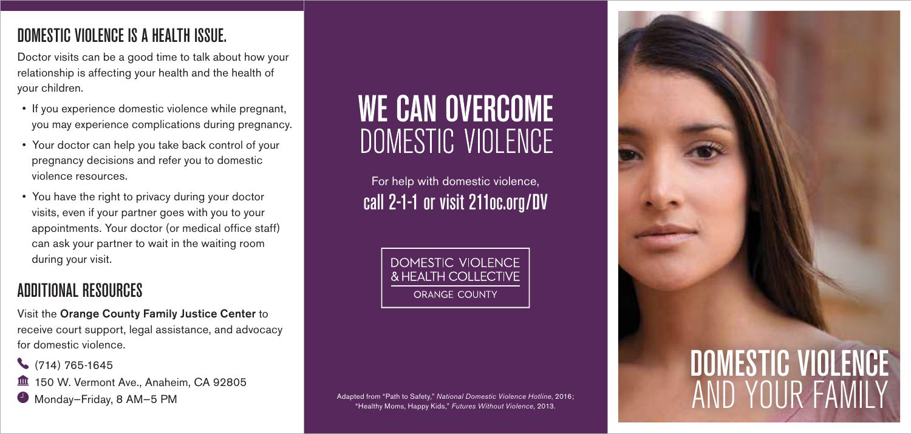## DOMESTIC VIOLENCE IS A HEALTH ISSUE.

Doctor visits can be a good time to talk about how your relationship is affecting your health and the health of your children.

- If you experience domestic violence while pregnant, you may experience complications during pregnancy.
- Your doctor can help you take back control of your pregnancy decisions and refer you to domestic violence resources.
- You have the right to privacy during your doctor visits, even if your partner goes with you to your appointments. Your doctor (or medical office staff) can ask your partner to wait in the waiting room during your visit.

## ADDITIONAL RESOURCES

Visit the **Orange County Family Justice Center** to receive court support, legal assistance, and advocacy for domestic violence.

- (714) 765-1645
- 150 W. Vermont Ave., Anaheim, CA 92805
- Monday–Friday, 8 AM–5 PM

# WE CAN OVERCOME DOMESTIC VIOLENCE

For help with domestic violence,
**call 2-1-1 or visit 211oc.org/DV**

DOMESTIC VIOLENCE & HEALTH COLLECTIVE
ORANGE COUNTY

Adapted from "Path to Safety," *National Domestic Violence Hotline*, 2016; "Healthy Moms, Happy Kids," *Futures Without Violence*, 2013.

# DOMESTIC VIOLENCE AND YOUR FAMILY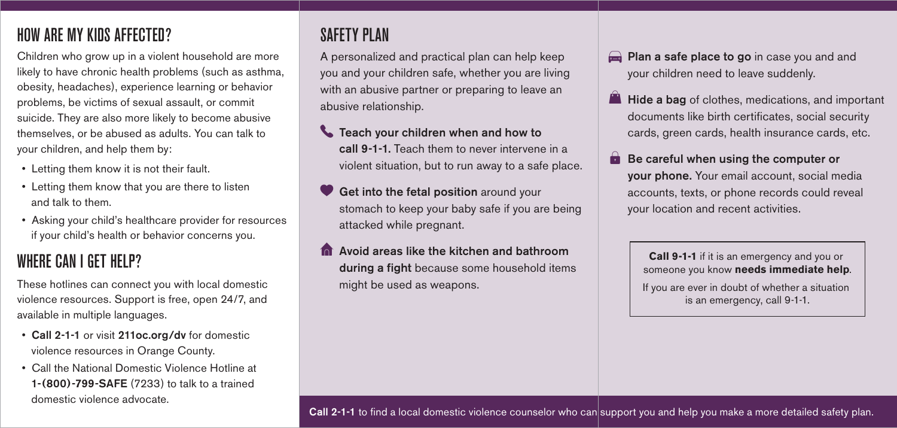## HOW ARE MY KIDS AFFECTED?

Children who grow up in a violent household are more likely to have chronic health problems (such as asthma, obesity, headaches), experience learning or behavior problems, be victims of sexual assault, or commit suicide. They are also more likely to become abusive themselves, or be abused as adults. You can talk to your children, and help them by:

- Letting them know it is not their fault.
- Letting them know that you are there to listen and talk to them.
- Asking your child's healthcare provider for resources if your child's health or behavior concerns you.

## WHERE CAN I GET HELP?

These hotlines can connect you with local domestic violence resources. Support is free, open 24/7, and available in multiple languages.

- **Call 2-1-1** or visit **211oc.org/dv** for domestic violence resources in Orange County.
- Call the National Domestic Violence Hotline at **1-(800)-799-SAFE** (7233) to talk to a trained domestic violence advocate.

## SAFETY PLAN

A personalized and practical plan can help keep you and your children safe, whether you are living with an abusive partner or preparing to leave an abusive relationship.

- **Teach your children when and how to call 9-1-1.** Teach them to never intervene in a violent situation, but to run away to a safe place.
- **Get into the fetal position** around your stomach to keep your baby safe if you are being attacked while pregnant.
- **Avoid areas like the kitchen and bathroom during a fight** because some household items might be used as weapons.
- **Plan a safe place to go** in case you and and your children need to leave suddenly.
- **Hide a bag** of clothes, medications, and important documents like birth certificates, social security cards, green cards, health insurance cards, etc.
- **Be careful when using the computer or your phone.** Your email account, social media accounts, texts, or phone records could reveal your location and recent activities.

**Call 9-1-1** if it is an emergency and you or someone you know **needs immediate help**.

If you are ever in doubt of whether a situation is an emergency, call 9-1-1.

**Call 2-1-1** to find a local domestic violence counselor who can support you and help you make a more detailed safety plan.